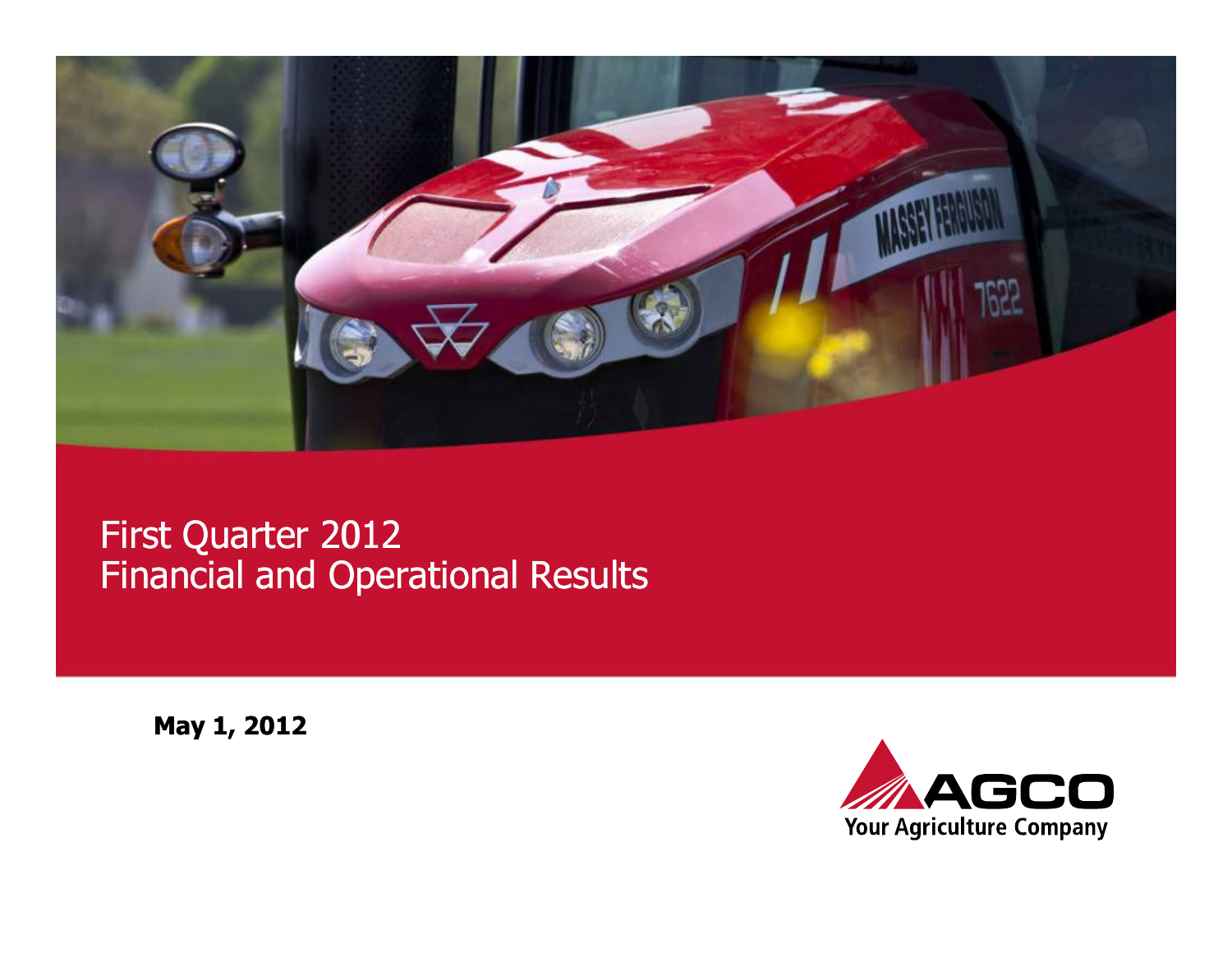# First Quarter 2012
# Financial and Operational Results

**May 1, 2012**

AGCO
Your Agriculture Company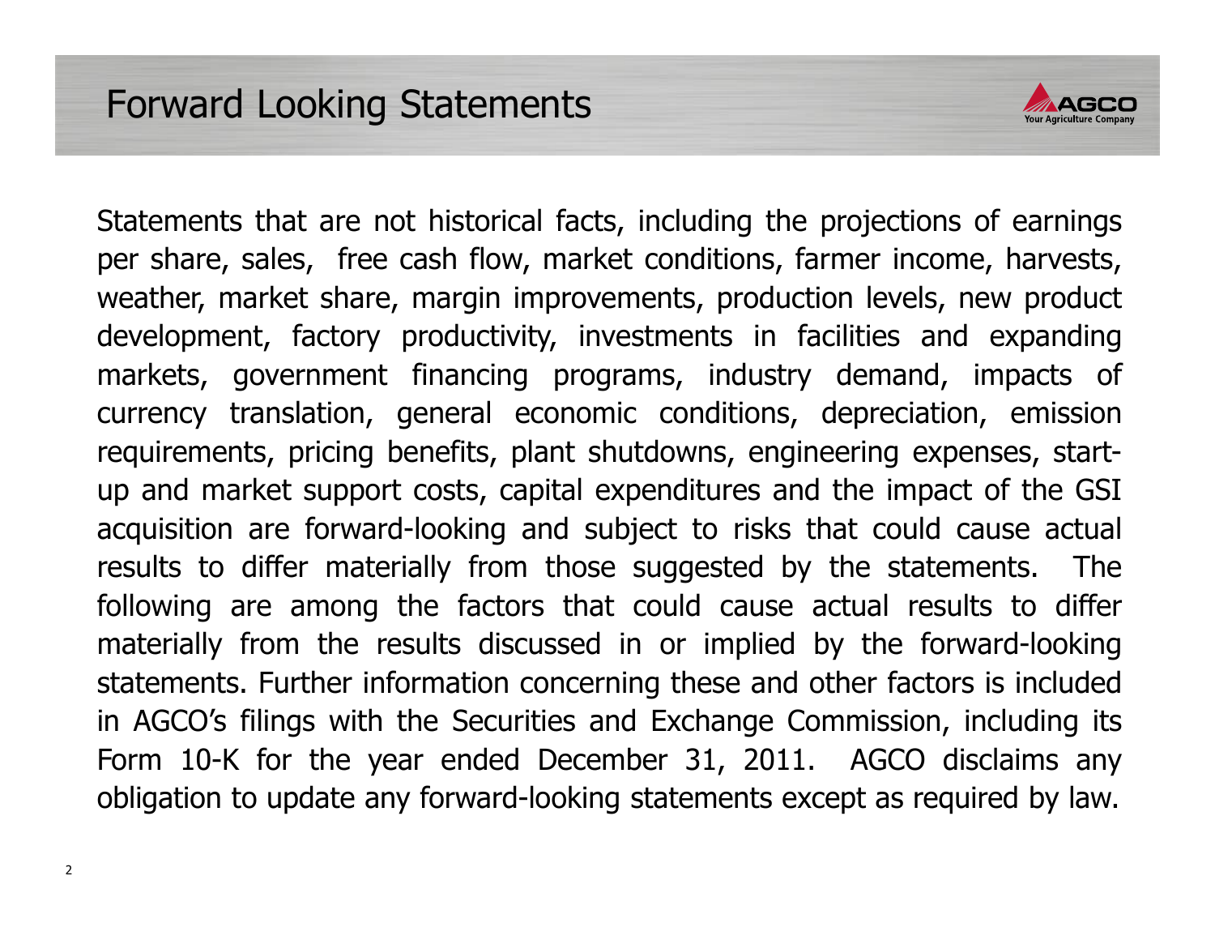# Forward Looking Statements

Statements that are not historical facts, including the projections of earnings per share, sales, free cash flow, market conditions, farmer income, harvests, weather, market share, margin improvements, production levels, new product development, factory productivity, investments in facilities and expanding markets, government financing programs, industry demand, impacts of currency translation, general economic conditions, depreciation, emission requirements, pricing benefits, plant shutdowns, engineering expenses, start-up and market support costs, capital expenditures and the impact of the GSI acquisition are forward-looking and subject to risks that could cause actual results to differ materially from those suggested by the statements. The following are among the factors that could cause actual results to differ materially from the results discussed in or implied by the forward-looking statements. Further information concerning these and other factors is included in AGCO's filings with the Securities and Exchange Commission, including its Form 10-K for the year ended December 31, 2011. AGCO disclaims any obligation to update any forward-looking statements except as required by law.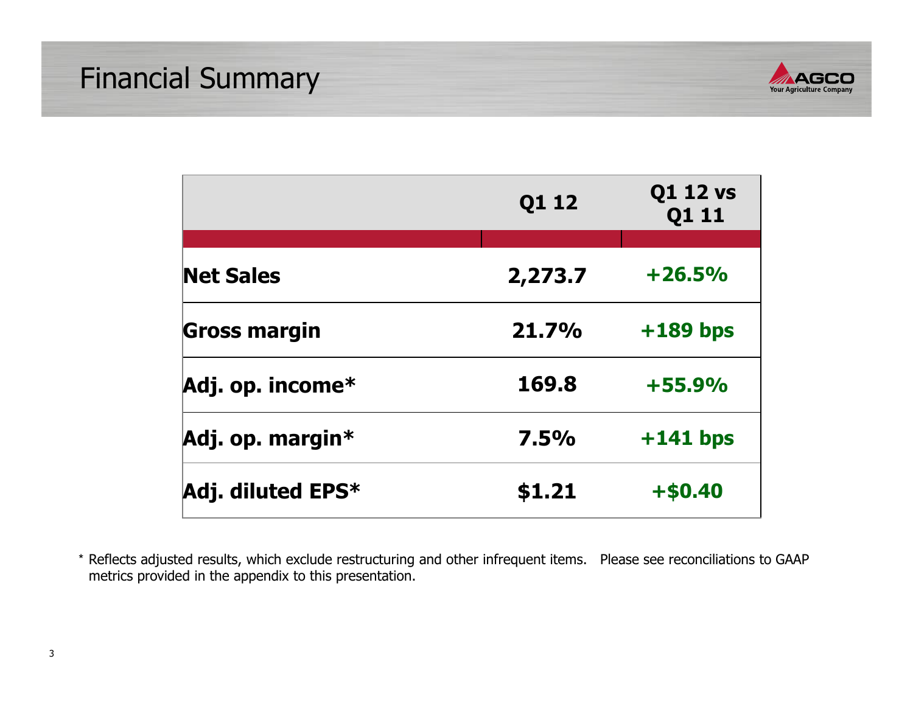# Financial Summary

| | Q1 12 | Q1 12 vs Q1 11 |
|---|---|---|
| **Net Sales** | **2,273.7** | **+26.5%** |
| **Gross margin** | **21.7%** | **+189 bps** |
| **Adj. op. income*** | **169.8** | **+55.9%** |
| **Adj. op. margin*** | **7.5%** | **+141 bps** |
| **Adj. diluted EPS*** | **$1.21** | **+$0.40** |

* Reflects adjusted results, which exclude restructuring and other infrequent items. Please see reconciliations to GAAP metrics provided in the appendix to this presentation.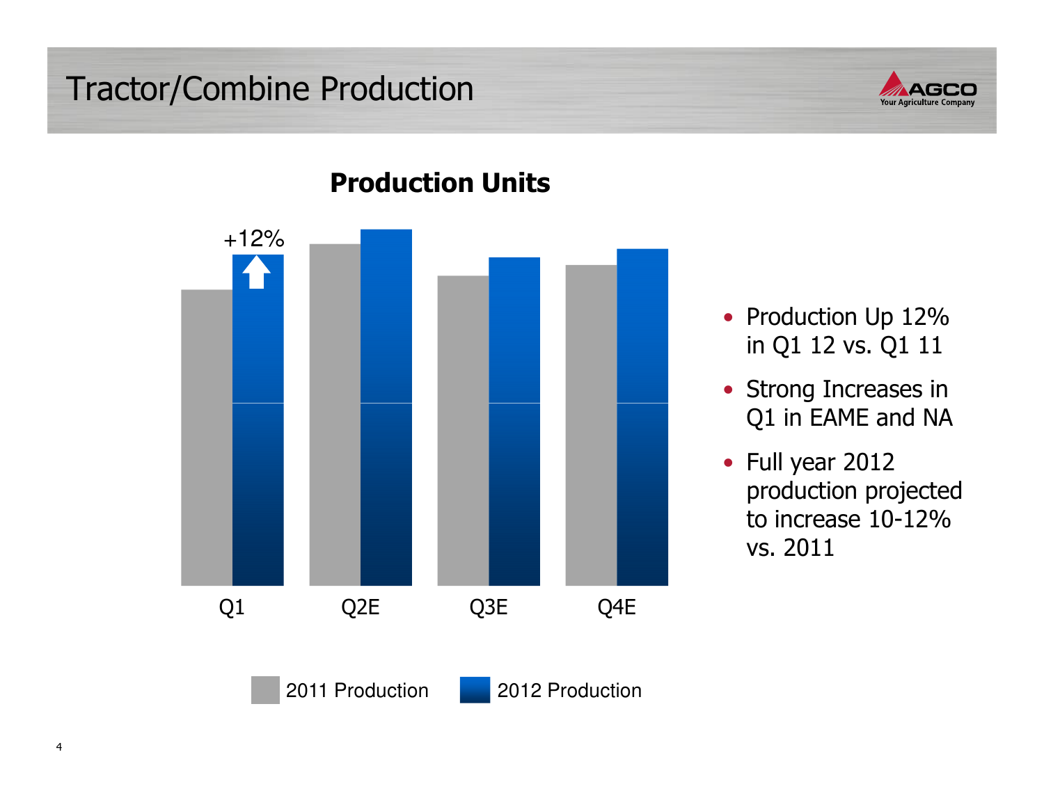# Tractor/Combine Production

**Production Units**

+12%

Q1 | Q2E | Q3E | Q4E

2011 Production | 2012 Production

- Production Up 12% in Q1 12 vs. Q1 11
- Strong Increases in Q1 in EAME and NA
- Full year 2012 production projected to increase 10-12% vs. 2011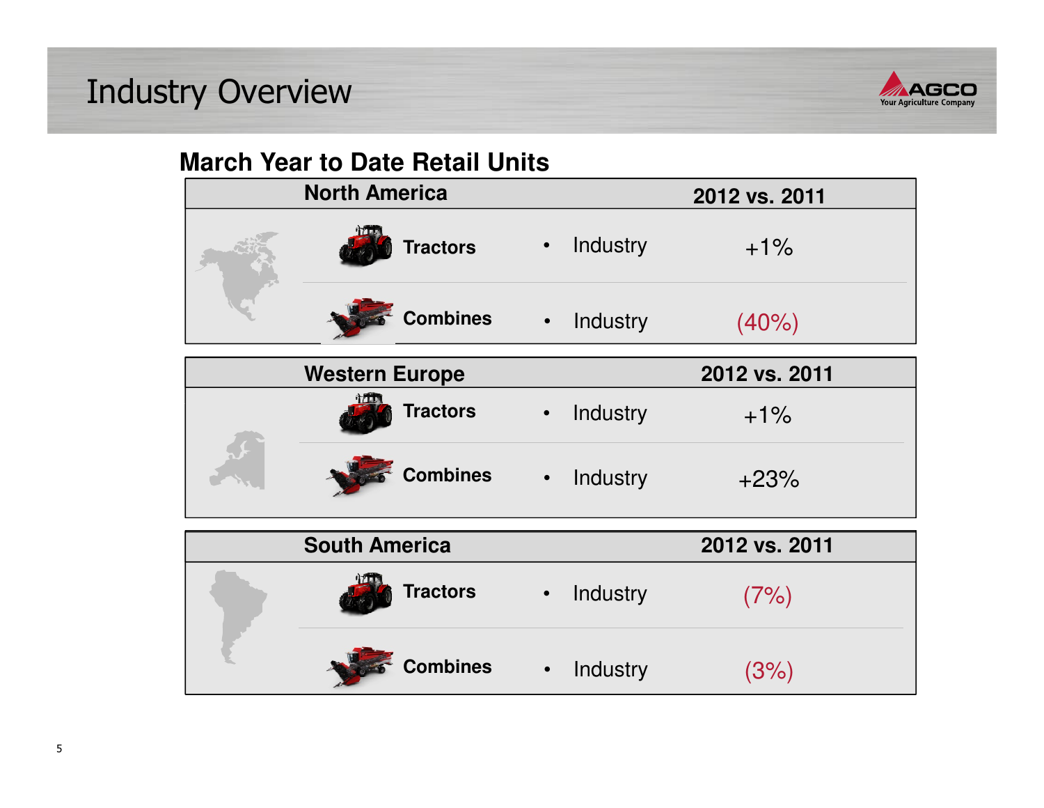# Industry Overview

## March Year to Date Retail Units

| North America | | | 2012 vs. 2011 |
|---|---|---|---|
| Tractors | • | Industry | +1% |
| Combines | • | Industry | (40%) |

| Western Europe | | | 2012 vs. 2011 |
|---|---|---|---|
| Tractors | • | Industry | +1% |
| Combines | • | Industry | +23% |

| South America | | | 2012 vs. 2011 |
|---|---|---|---|
| Tractors | • | Industry | (7%) |
| Combines | • | Industry | (3%) |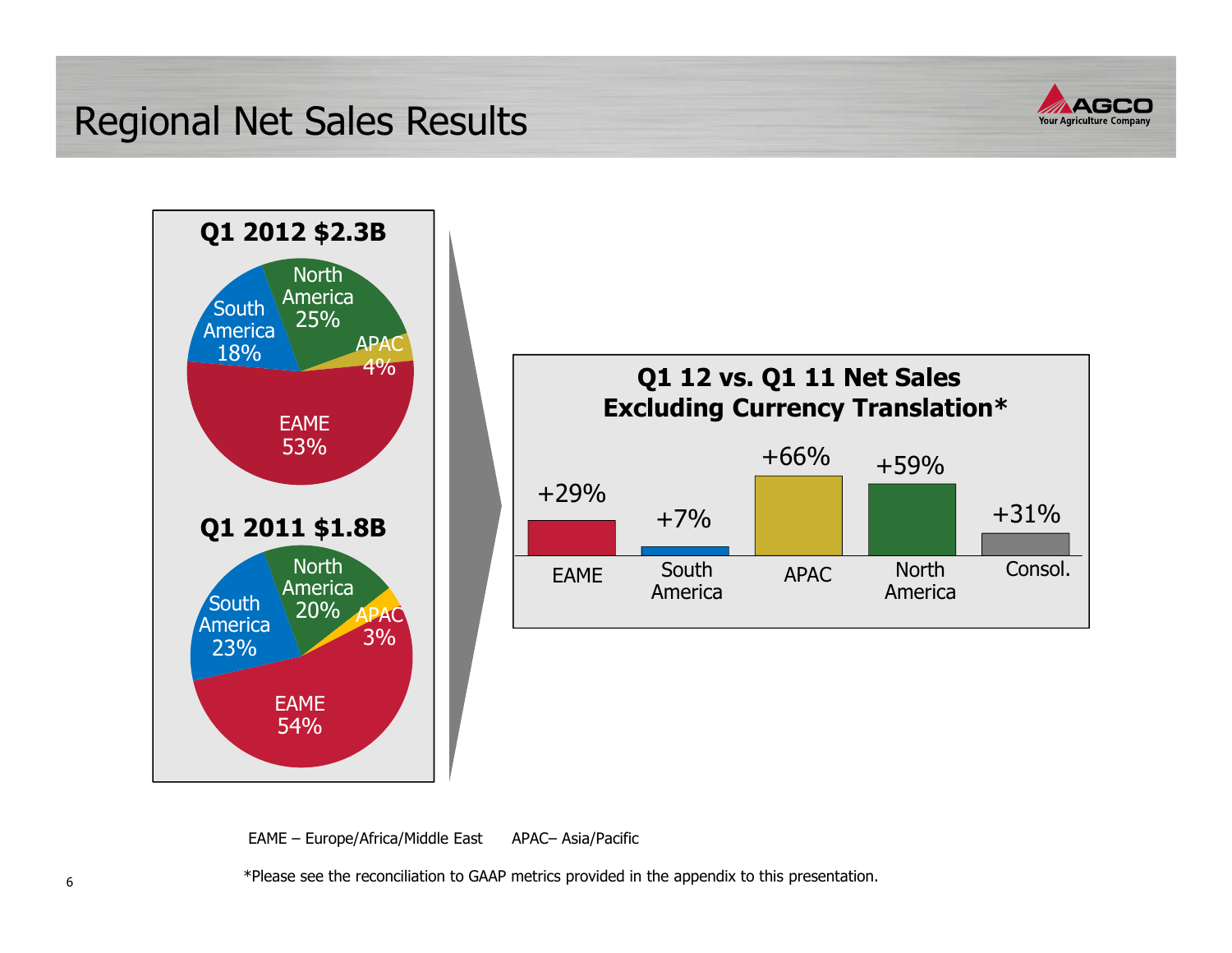# Regional Net Sales Results

**Q1 2012 $2.3B**

| Region | Share |
|---|---|
| North America | 25% |
| APAC | 4% |
| EAME | 53% |
| South America | 18% |

**Q1 2011 $1.8B**

| Region | Share |
|---|---|
| North America | 20% |
| APAC | 3% |
| EAME | 54% |
| South America | 23% |

**Q1 12 vs. Q1 11 Net Sales Excluding Currency Translation***

| EAME | South America | APAC | North America | Consol. |
|---|---|---|---|---|
| +29% | +7% | +66% | +59% | +31% |

EAME – Europe/Africa/Middle East APAC– Asia/Pacific

*Please see the reconciliation to GAAP metrics provided in the appendix to this presentation.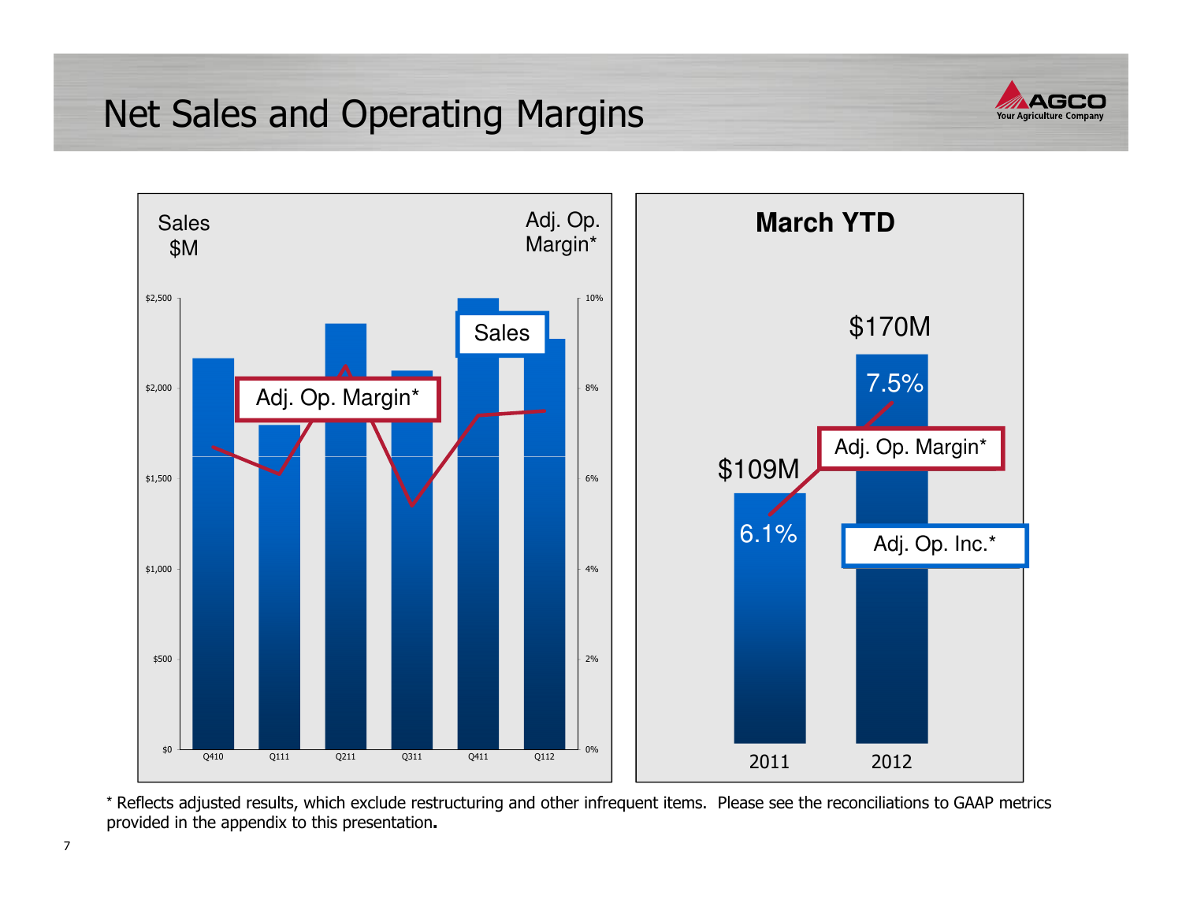# Net Sales and Operating Margins

Sales $M

Adj. Op. Margin*

$2,500 / $2,000 / $1,500 / $1,000 / $500 / $0

10% / 8% / 6% / 4% / 2% / 0%

Sales

Adj. Op. Margin*

Q410 Q111 Q211 Q311 Q411 Q112

## March YTD

| | 2011 | 2012 |
|---|---|---|
| Adj. Op. Inc.* | $109M | $170M |
| Adj. Op. Margin* | 6.1% | 7.5% |

\* Reflects adjusted results, which exclude restructuring and other infrequent items. Please see the reconciliations to GAAP metrics provided in the appendix to this presentation.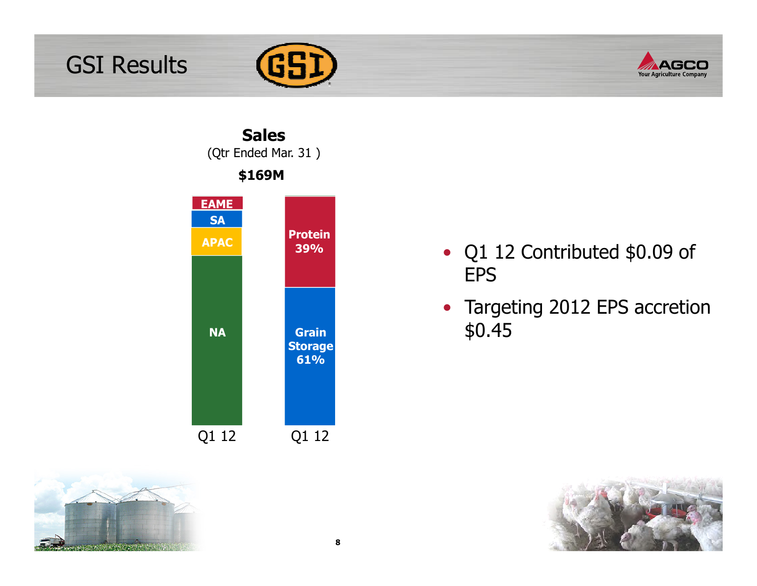# GSI Results

**Sales**
(Qtr Ended Mar. 31 )

**$169M**

| Q1 12 (Region) | Q1 12 (Product) |
|---|---|
| EAME | Protein 39% |
| SA | Grain Storage 61% |
| APAC | |
| NA | |

- Q1 12 Contributed $0.09 of EPS
- Targeting 2012 EPS accretion $0.45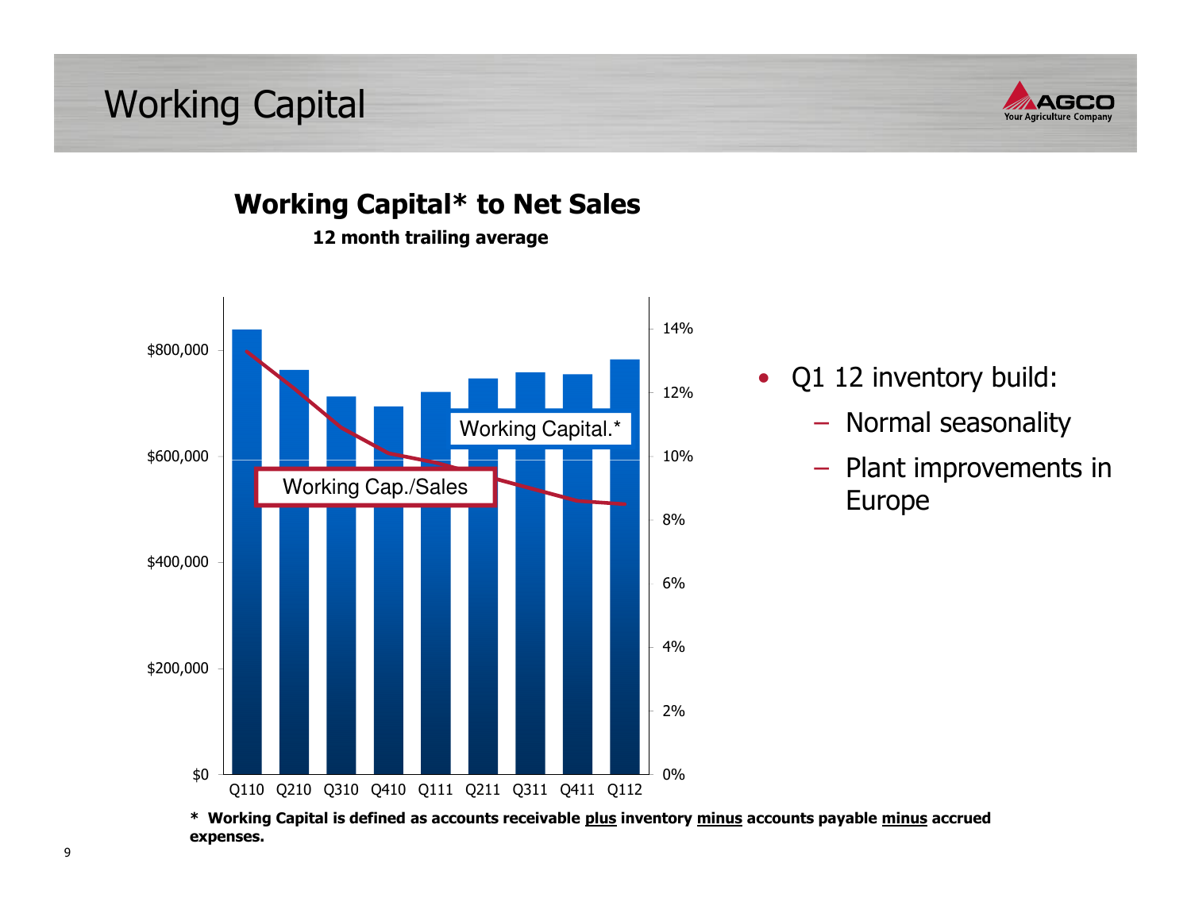# Working Capital

## Working Capital* to Net Sales

**12 month trailing average**

$800,000
$600,000
$400,000
$200,000
$0

14%
12%
10%
8%
6%
4%
2%
0%

Working Capital.*

Working Cap./Sales

Q110 Q210 Q310 Q410 Q111 Q211 Q311 Q411 Q112

- Q1 12 inventory build:
  - Normal seasonality
  - Plant improvements in Europe

**\* Working Capital is defined as accounts receivable <u>plus</u> inventory <u>minus</u> accounts payable <u>minus</u> accrued expenses.**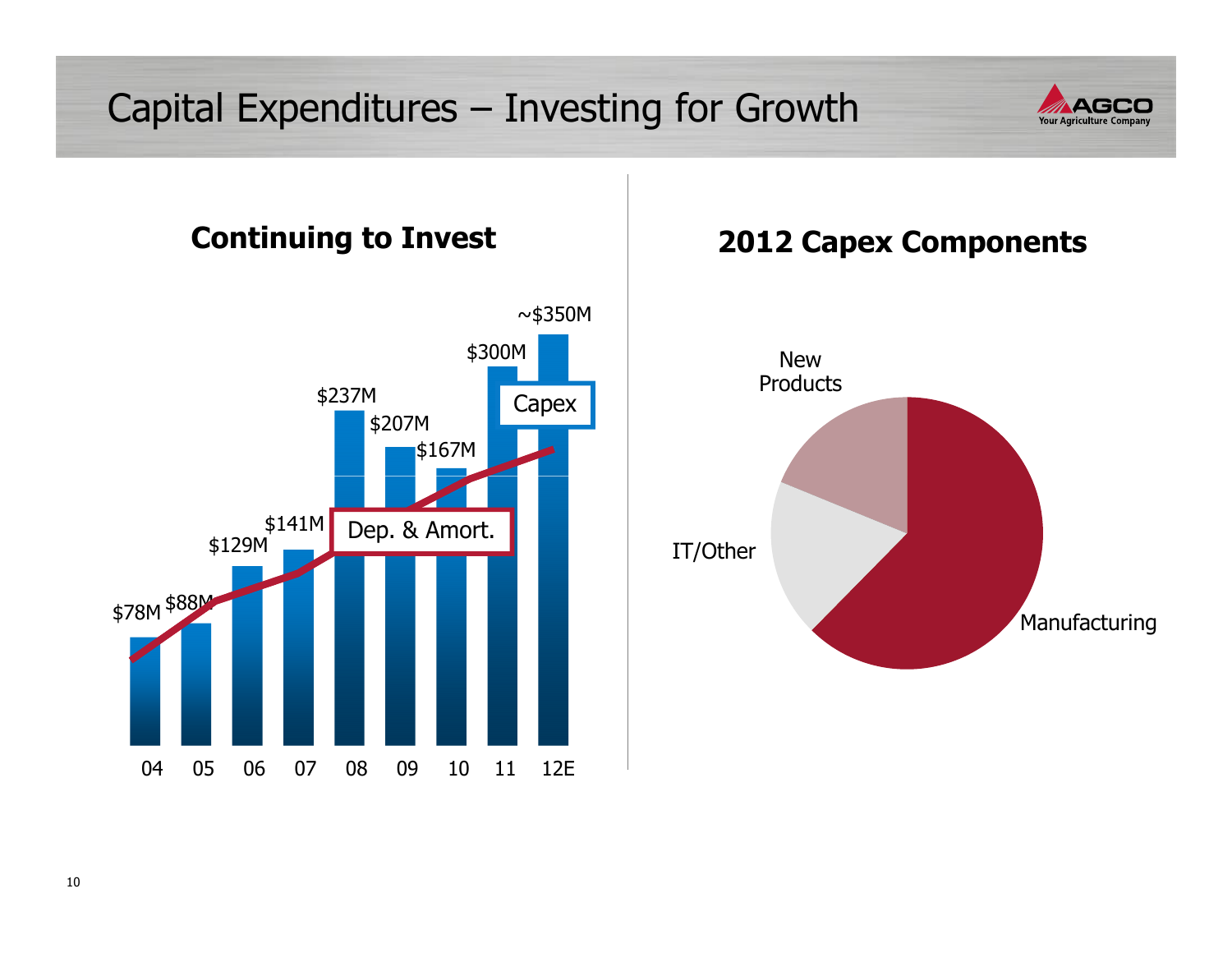# Capital Expenditures – Investing for Growth

## Continuing to Invest

| Year | Capex |
|---|---|
| 04 | $78M |
| 05 | $88M |
| 06 | $129M |
| 07 | $141M |
| 08 | $237M |
| 09 | $207M |
| 10 | $167M |
| 11 | $300M |
| 12E | ~$350M |

Capex

Dep. & Amort.

## 2012 Capex Components

- New Products
- IT/Other
- Manufacturing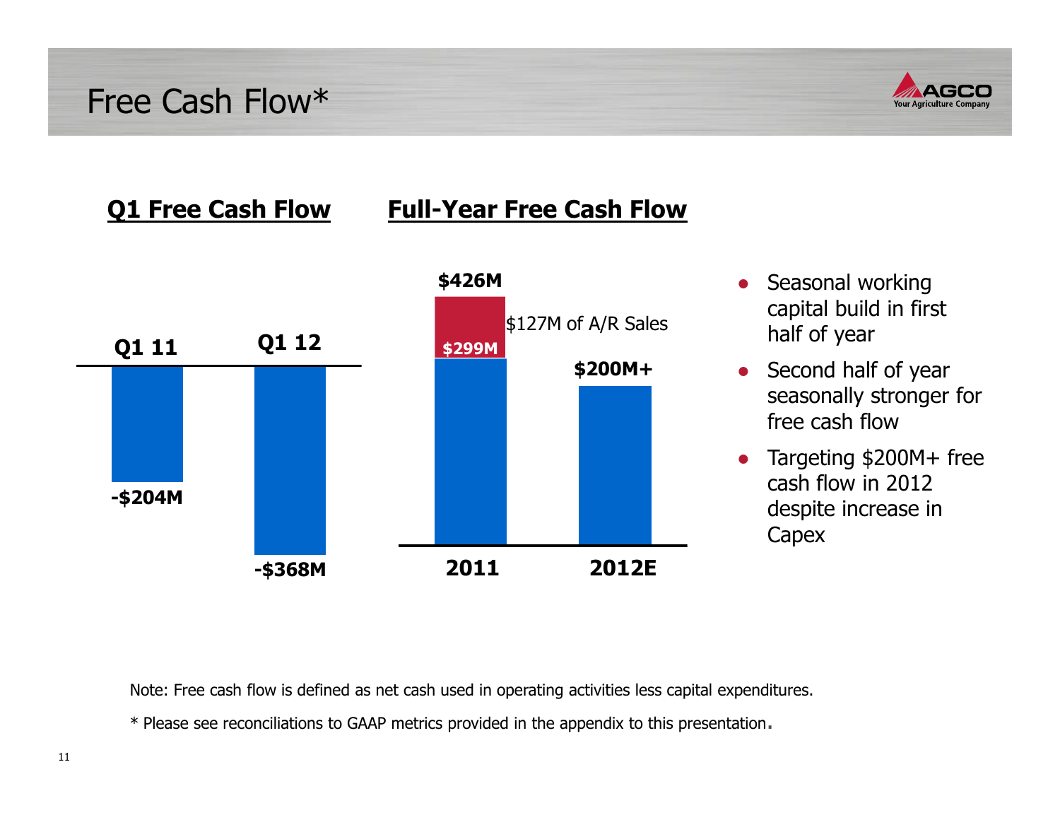# Free Cash Flow*

## Q1 Free Cash Flow

| Period | Free Cash Flow |
|---|---|
| Q1 11 | -$204M |
| Q1 12 | -$368M |

## Full-Year Free Cash Flow

| Year | Free Cash Flow |
|---|---|
| 2011 | $426M ($299M + $127M of A/R Sales) |
| 2012E | $200M+ |

- Seasonal working capital build in first half of year
- Second half of year seasonally stronger for free cash flow
- Targeting $200M+ free cash flow in 2012 despite increase in Capex

Note: Free cash flow is defined as net cash used in operating activities less capital expenditures.

* Please see reconciliations to GAAP metrics provided in the appendix to this presentation.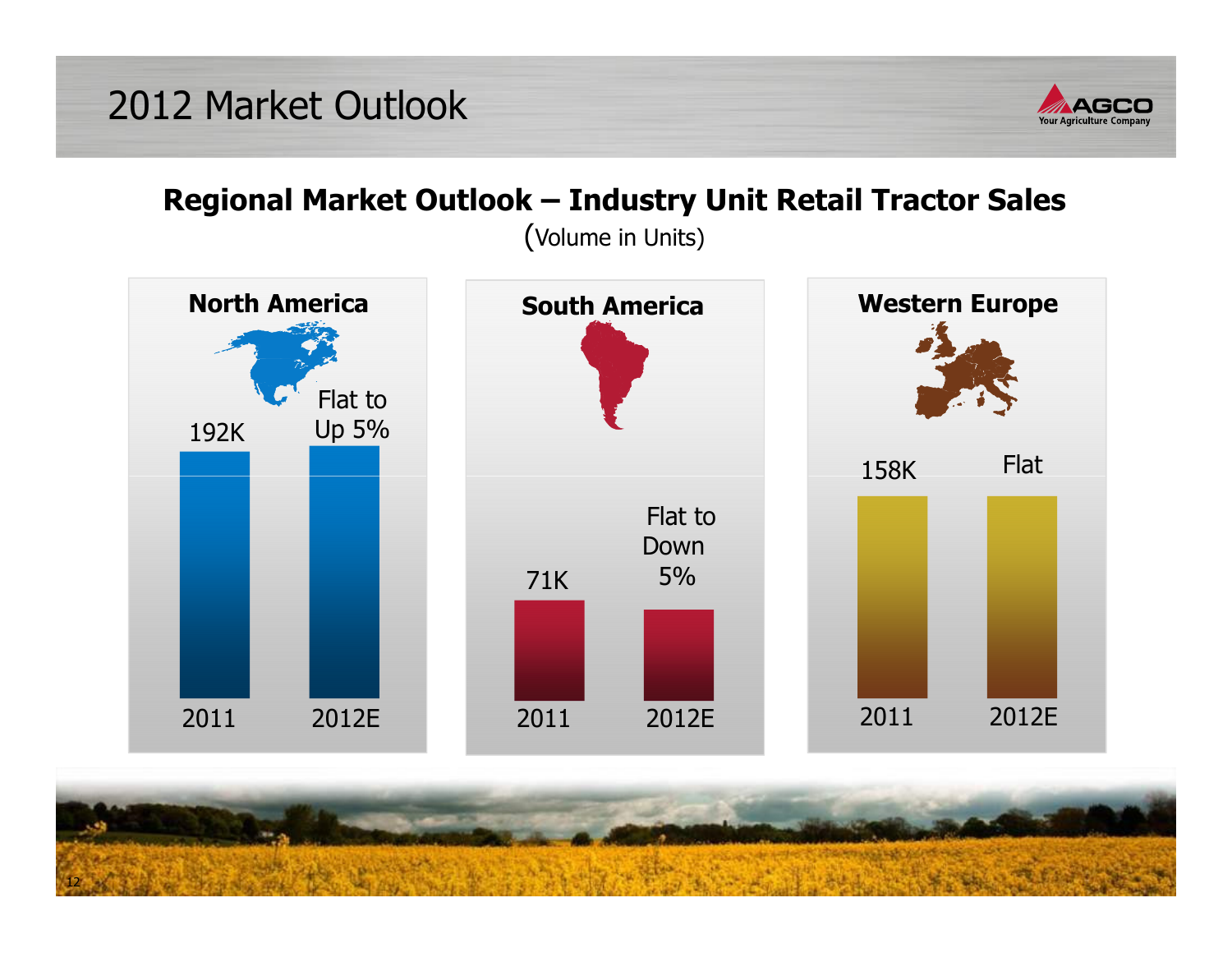# 2012 Market Outlook

## Regional Market Outlook – Industry Unit Retail Tractor Sales

(Volume in Units)

| Region | 2011 | 2012E |
| --- | --- | --- |
| North America | 192K | Flat to Up 5% |
| South America | 71K | Flat to Down 5% |
| Western Europe | 158K | Flat |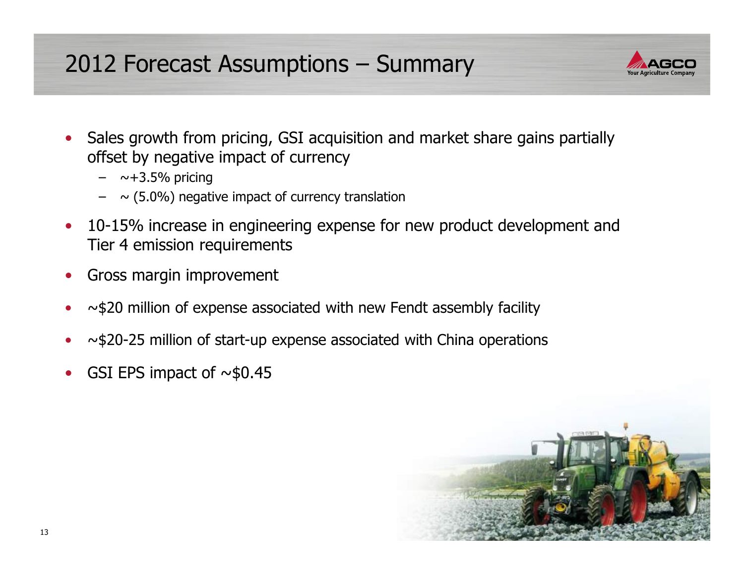# 2012 Forecast Assumptions – Summary

- Sales growth from pricing, GSI acquisition and market share gains partially offset by negative impact of currency
  - ~+3.5% pricing
  - ~ (5.0%) negative impact of currency translation
- 10-15% increase in engineering expense for new product development and Tier 4 emission requirements
- Gross margin improvement
- ~$20 million of expense associated with new Fendt assembly facility
- ~$20-25 million of start-up expense associated with China operations
- GSI EPS impact of ~$0.45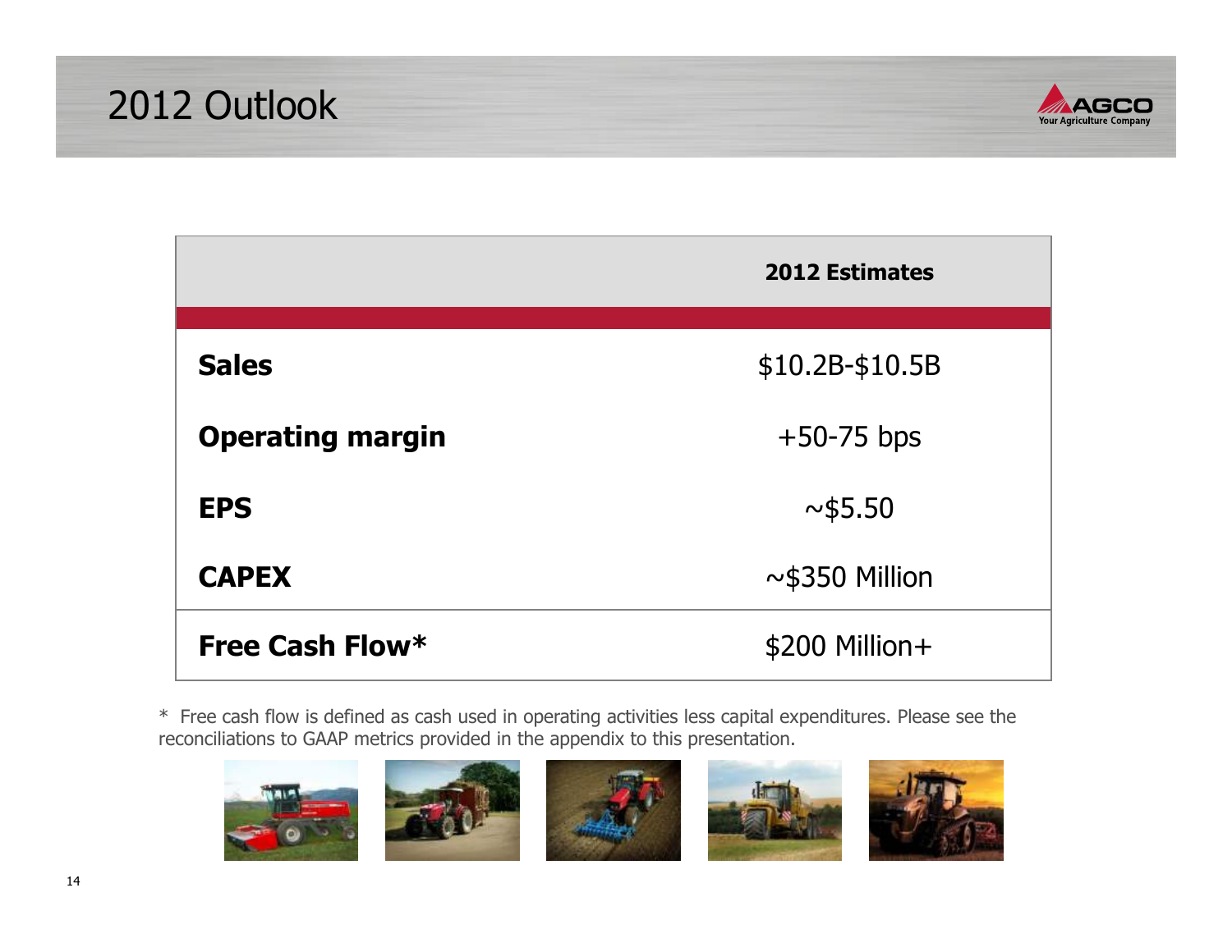# 2012 Outlook

| | 2012 Estimates |
|---|---|
| **Sales** | $10.2B-$10.5B |
| **Operating margin** | +50-75 bps |
| **EPS** | ~$5.50 |
| **CAPEX** | ~$350 Million |
| **Free Cash Flow*** | $200 Million+ |

* Free cash flow is defined as cash used in operating activities less capital expenditures. Please see the reconciliations to GAAP metrics provided in the appendix to this presentation.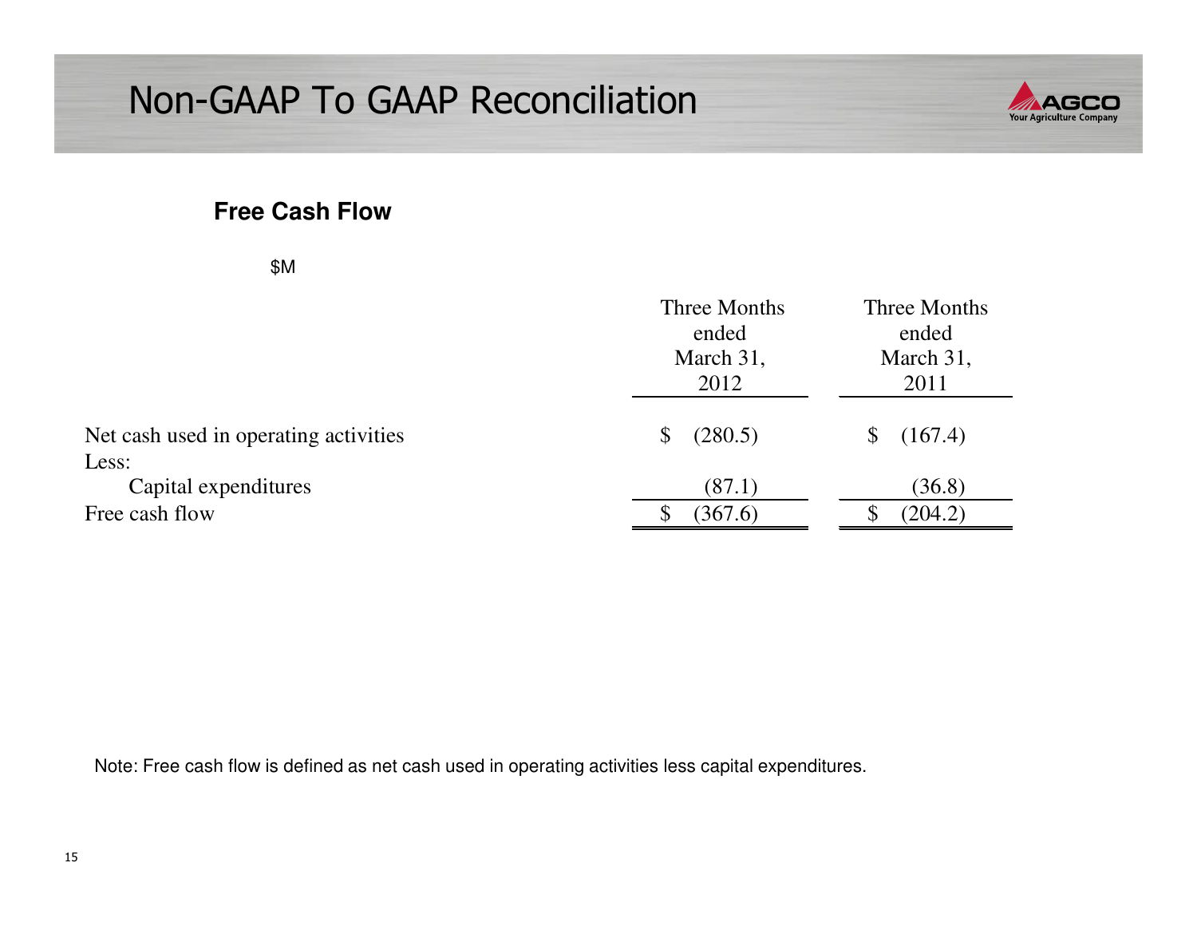# Non-GAAP To GAAP Reconciliation

## Free Cash Flow

$M

| | Three Months ended March 31, 2012 | Three Months ended March 31, 2011 |
|---|---|---|
| Net cash used in operating activities | $ (280.5) | $ (167.4) |
| Less: | | |
| Capital expenditures | (87.1) | (36.8) |
| Free cash flow | $ (367.6) | $ (204.2) |

Note: Free cash flow is defined as net cash used in operating activities less capital expenditures.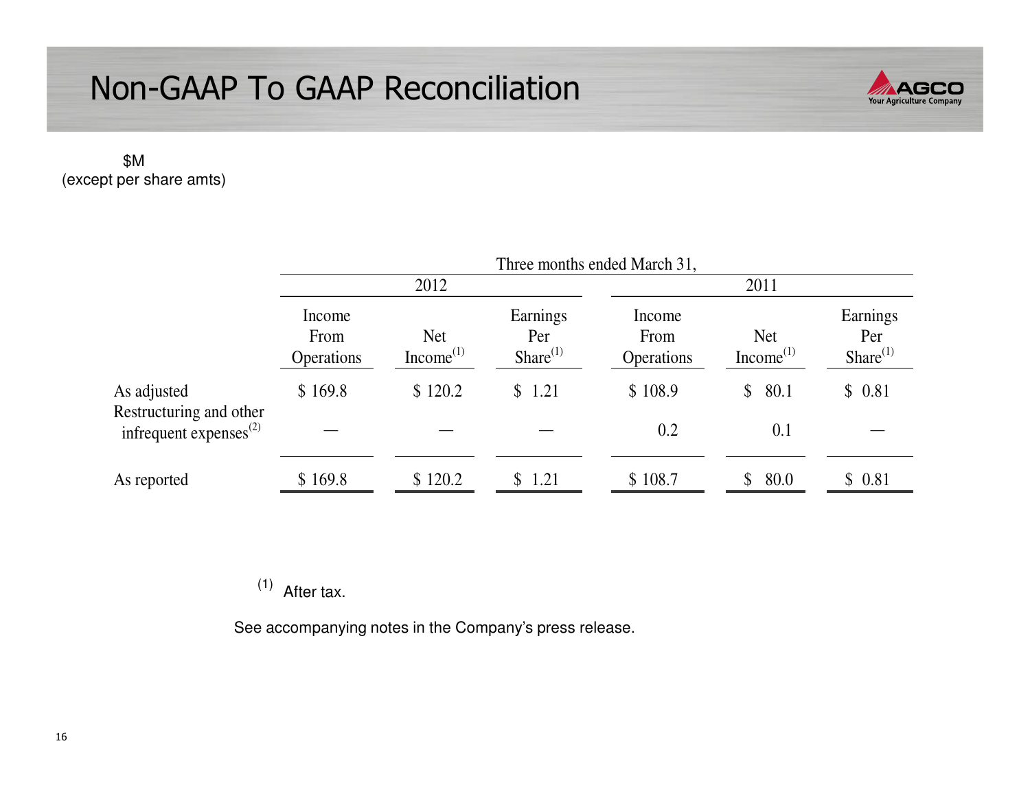# Non-GAAP To GAAP Reconciliation

$M
(except per share amts)

| | Three months ended March 31, | | | | | |
|---|---|---|---|---|---|---|
| | 2012 | | | 2011 | | |
| | Income From Operations | Net Income[1] | Earnings Per Share[1] | Income From Operations | Net Income[1] | Earnings Per Share[1] |
| As adjusted | $ 169.8 | $ 120.2 | $ 1.21 | $ 108.9 | $ 80.1 | $ 0.81 |
| Restructuring and other infrequent expenses[2] | — | — | — | 0.2 | 0.1 | — |
| As reported | $ 169.8 | $ 120.2 | $ 1.21 | $ 108.7 | $ 80.0 | $ 0.81 |

[1] After tax.

See accompanying notes in the Company's press release.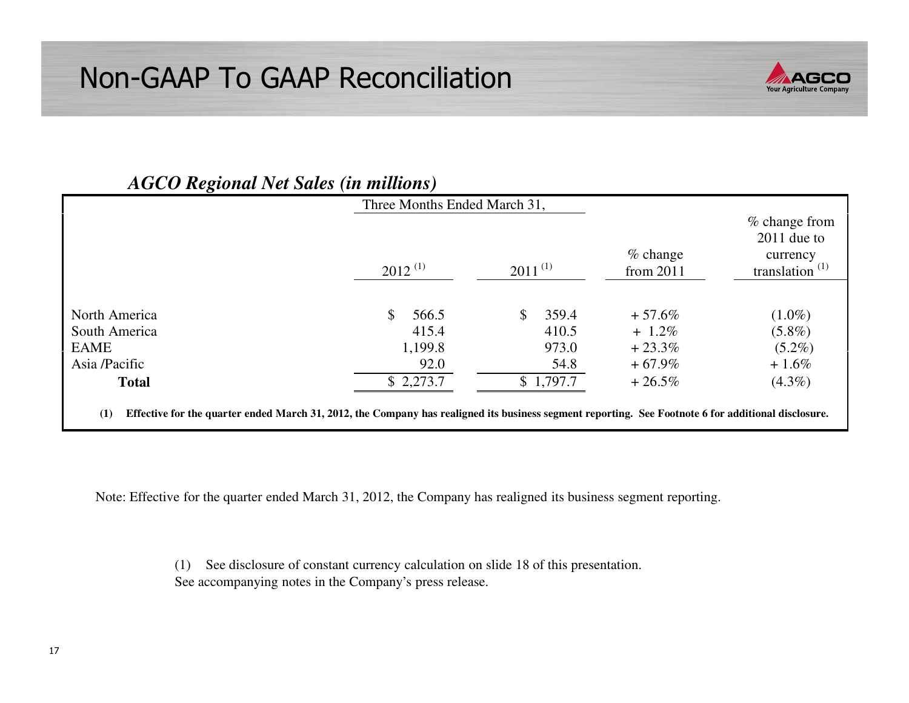# Non-GAAP To GAAP Reconciliation

***AGCO Regional Net Sales (in millions)***

| | Three Months Ended March 31, | | | |
|---|---|---|---|---|
| | 2012 [(1)] | 2011 [(1)] | % change from 2011 | % change from 2011 due to currency translation [(1)] |
| North America | $ 566.5 | $ 359.4 | + 57.6% | (1.0%) |
| South America | 415.4 | 410.5 | + 1.2% | (5.8%) |
| EAME | 1,199.8 | 973.0 | + 23.3% | (5.2%) |
| Asia /Pacific | 92.0 | 54.8 | + 67.9% | + 1.6% |
| **Total** | $ 2,273.7 | $ 1,797.7 | + 26.5% | (4.3%) |

**(1) Effective for the quarter ended March 31, 2012, the Company has realigned its business segment reporting. See Footnote 6 for additional disclosure.**

Note: Effective for the quarter ended March 31, 2012, the Company has realigned its business segment reporting.

(1) See disclosure of constant currency calculation on slide 18 of this presentation.
See accompanying notes in the Company's press release.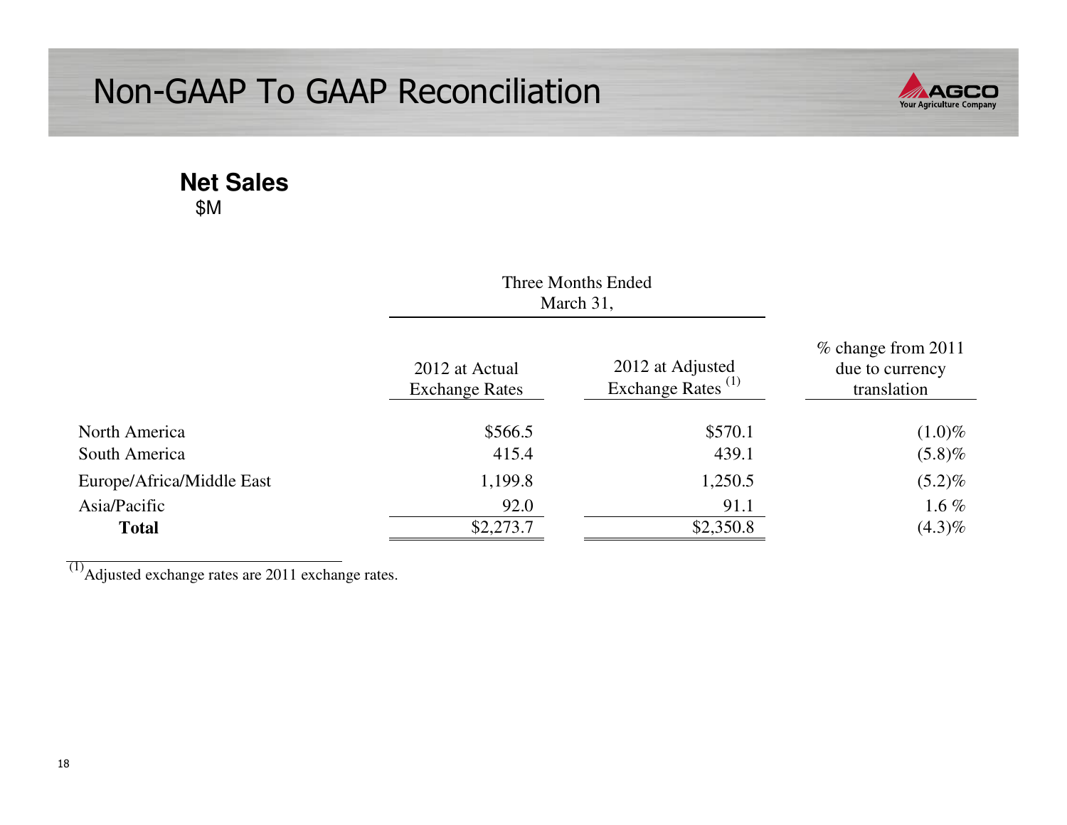# Non-GAAP To GAAP Reconciliation

## Net Sales

$M

| | Three Months Ended March 31, | | |
|---|---|---|---|
| | 2012 at Actual Exchange Rates | 2012 at Adjusted Exchange Rates [1] | % change from 2011 due to currency translation |
| North America | $566.5 | $570.1 | (1.0)% |
| South America | 415.4 | 439.1 | (5.8)% |
| Europe/Africa/Middle East | 1,199.8 | 1,250.5 | (5.2)% |
| Asia/Pacific | 92.0 | 91.1 | 1.6 % |
| **Total** | $2,273.7 | $2,350.8 | (4.3)% |

[1] Adjusted exchange rates are 2011 exchange rates.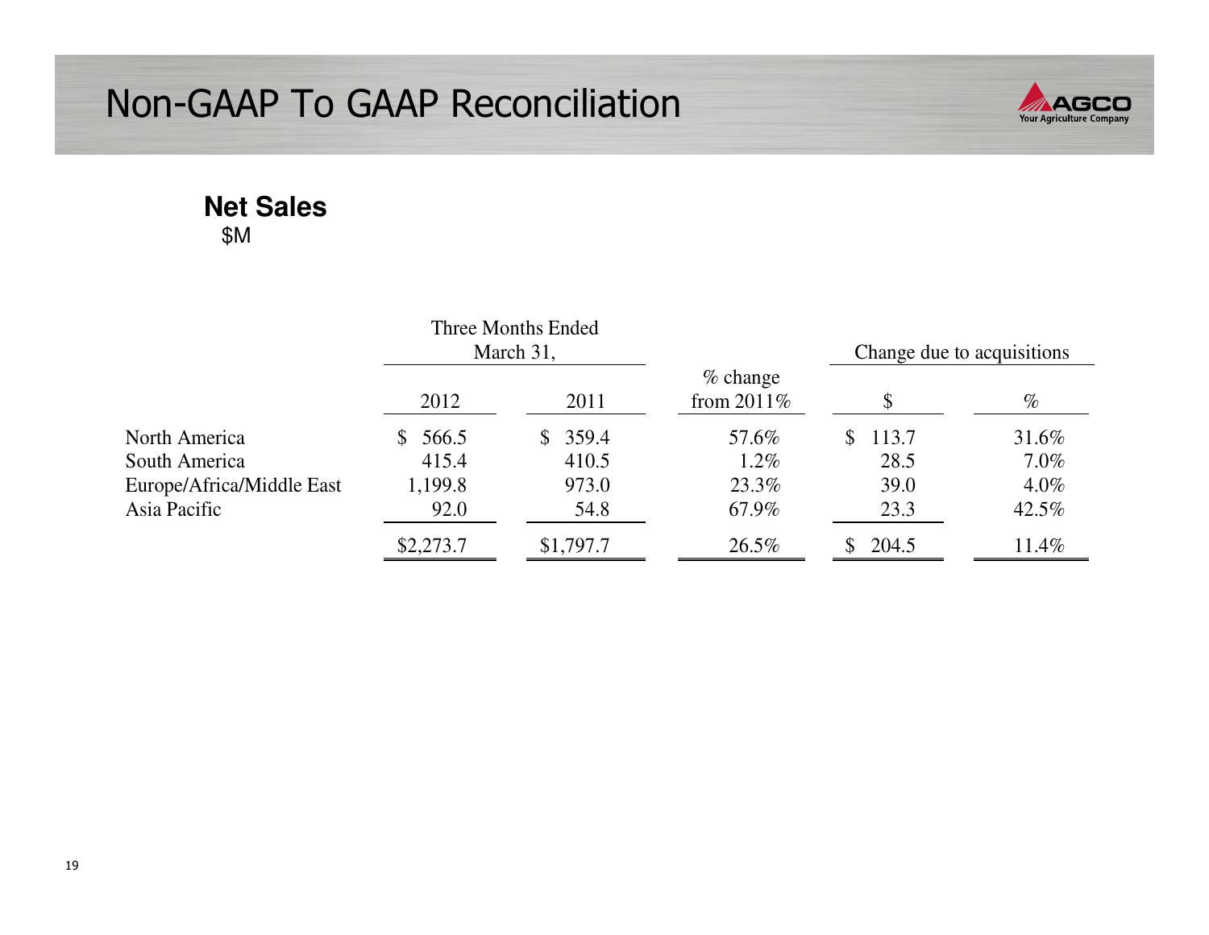# Non-GAAP To GAAP Reconciliation

**Net Sales**

$M

| | Three Months Ended March 31, | | | Change due to acquisitions | |
|---|---|---|---|---|---|
| | 2012 | 2011 | % change from 2011% | $ | % |
| North America | $ 566.5 | $ 359.4 | 57.6% | $ 113.7 | 31.6% |
| South America | 415.4 | 410.5 | 1.2% | 28.5 | 7.0% |
| Europe/Africa/Middle East | 1,199.8 | 973.0 | 23.3% | 39.0 | 4.0% |
| Asia Pacific | 92.0 | 54.8 | 67.9% | 23.3 | 42.5% |
| | $2,273.7 | $1,797.7 | 26.5% | $ 204.5 | 11.4% |